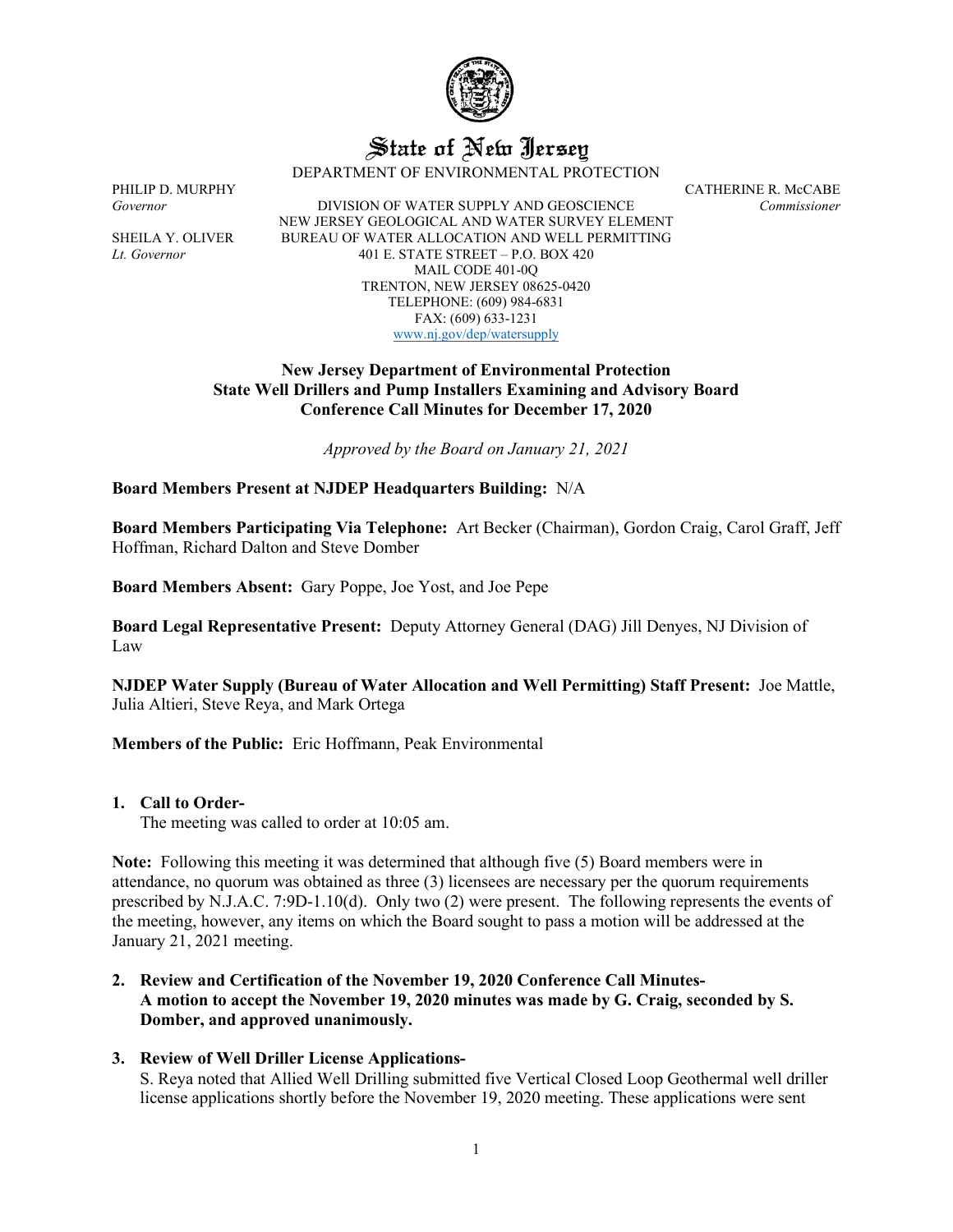# State of New Jersey

DEPARTMENT OF ENVIRONMENTAL PROTECTION

PHILIP D. MURPHY
*Governor*

SHEILA Y. OLIVER
*Lt. Governor*

DIVISION OF WATER SUPPLY AND GEOSCIENCE
NEW JERSEY GEOLOGICAL AND WATER SURVEY ELEMENT
BUREAU OF WATER ALLOCATION AND WELL PERMITTING
401 E. STATE STREET – P.O. BOX 420
MAIL CODE 401-0Q
TRENTON, NEW JERSEY 08625-0420
TELEPHONE: (609) 984-6831
FAX: (609) 633-1231
www.nj.gov/dep/watersupply

CATHERINE R. McCABE
*Commissioner*

**New Jersey Department of Environmental Protection**
**State Well Drillers and Pump Installers Examining and Advisory Board**
**Conference Call Minutes for December 17, 2020**

*Approved by the Board on January 21, 2021*

**Board Members Present at NJDEP Headquarters Building:** N/A

**Board Members Participating Via Telephone:** Art Becker (Chairman), Gordon Craig, Carol Graff, Jeff Hoffman, Richard Dalton and Steve Domber

**Board Members Absent:** Gary Poppe, Joe Yost, and Joe Pepe

**Board Legal Representative Present:** Deputy Attorney General (DAG) Jill Denyes, NJ Division of Law

**NJDEP Water Supply (Bureau of Water Allocation and Well Permitting) Staff Present:** Joe Mattle, Julia Altieri, Steve Reya, and Mark Ortega

**Members of the Public:** Eric Hoffmann, Peak Environmental

1. **Call to Order-**
   The meeting was called to order at 10:05 am.

**Note:** Following this meeting it was determined that although five (5) Board members were in attendance, no quorum was obtained as three (3) licensees are necessary per the quorum requirements prescribed by N.J.A.C. 7:9D-1.10(d). Only two (2) were present. The following represents the events of the meeting, however, any items on which the Board sought to pass a motion will be addressed at the January 21, 2021 meeting.

2. **Review and Certification of the November 19, 2020 Conference Call Minutes-**
   **A motion to accept the November 19, 2020 minutes was made by G. Craig, seconded by S. Domber, and approved unanimously.**

3. **Review of Well Driller License Applications-**
   S. Reya noted that Allied Well Drilling submitted five Vertical Closed Loop Geothermal well driller license applications shortly before the November 19, 2020 meeting. These applications were sent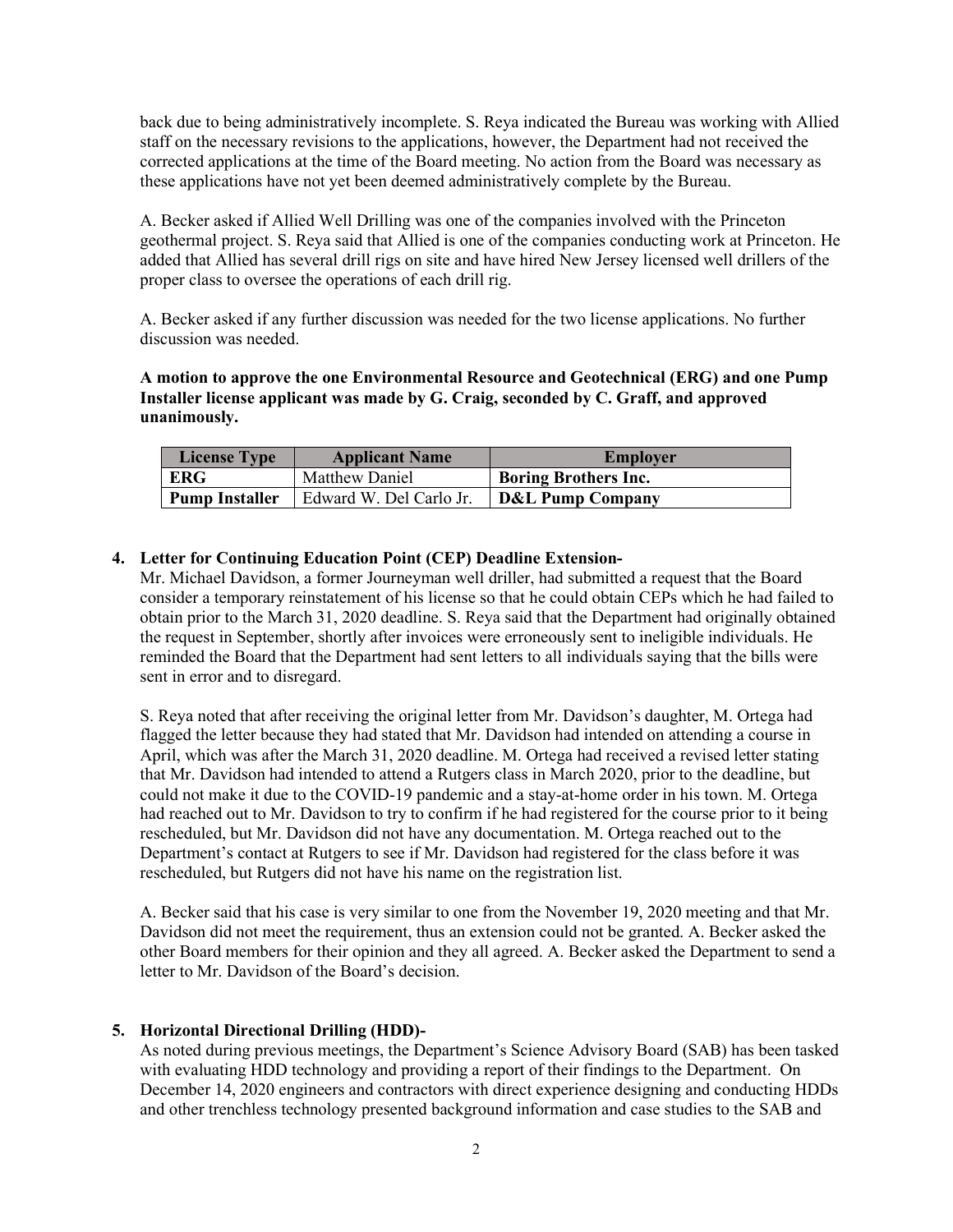back due to being administratively incomplete. S. Reya indicated the Bureau was working with Allied staff on the necessary revisions to the applications, however, the Department had not received the corrected applications at the time of the Board meeting. No action from the Board was necessary as these applications have not yet been deemed administratively complete by the Bureau.

A. Becker asked if Allied Well Drilling was one of the companies involved with the Princeton geothermal project. S. Reya said that Allied is one of the companies conducting work at Princeton. He added that Allied has several drill rigs on site and have hired New Jersey licensed well drillers of the proper class to oversee the operations of each drill rig.

A. Becker asked if any further discussion was needed for the two license applications. No further discussion was needed.

**A motion to approve the one Environmental Resource and Geotechnical (ERG) and one Pump Installer license applicant was made by G. Craig, seconded by C. Graff, and approved unanimously.**

| License Type | Applicant Name | Employer |
|---|---|---|
| **ERG** | Matthew Daniel | **Boring Brothers Inc.** |
| **Pump Installer** | Edward W. Del Carlo Jr. | **D&L Pump Company** |

4. **Letter for Continuing Education Point (CEP) Deadline Extension-**

Mr. Michael Davidson, a former Journeyman well driller, had submitted a request that the Board consider a temporary reinstatement of his license so that he could obtain CEPs which he had failed to obtain prior to the March 31, 2020 deadline. S. Reya said that the Department had originally obtained the request in September, shortly after invoices were erroneously sent to ineligible individuals. He reminded the Board that the Department had sent letters to all individuals saying that the bills were sent in error and to disregard.

S. Reya noted that after receiving the original letter from Mr. Davidson's daughter, M. Ortega had flagged the letter because they had stated that Mr. Davidson had intended on attending a course in April, which was after the March 31, 2020 deadline. M. Ortega had received a revised letter stating that Mr. Davidson had intended to attend a Rutgers class in March 2020, prior to the deadline, but could not make it due to the COVID-19 pandemic and a stay-at-home order in his town. M. Ortega had reached out to Mr. Davidson to try to confirm if he had registered for the course prior to it being rescheduled, but Mr. Davidson did not have any documentation. M. Ortega reached out to the Department's contact at Rutgers to see if Mr. Davidson had registered for the class before it was rescheduled, but Rutgers did not have his name on the registration list.

A. Becker said that his case is very similar to one from the November 19, 2020 meeting and that Mr. Davidson did not meet the requirement, thus an extension could not be granted. A. Becker asked the other Board members for their opinion and they all agreed. A. Becker asked the Department to send a letter to Mr. Davidson of the Board's decision.

5. **Horizontal Directional Drilling (HDD)-**

As noted during previous meetings, the Department's Science Advisory Board (SAB) has been tasked with evaluating HDD technology and providing a report of their findings to the Department. On December 14, 2020 engineers and contractors with direct experience designing and conducting HDDs and other trenchless technology presented background information and case studies to the SAB and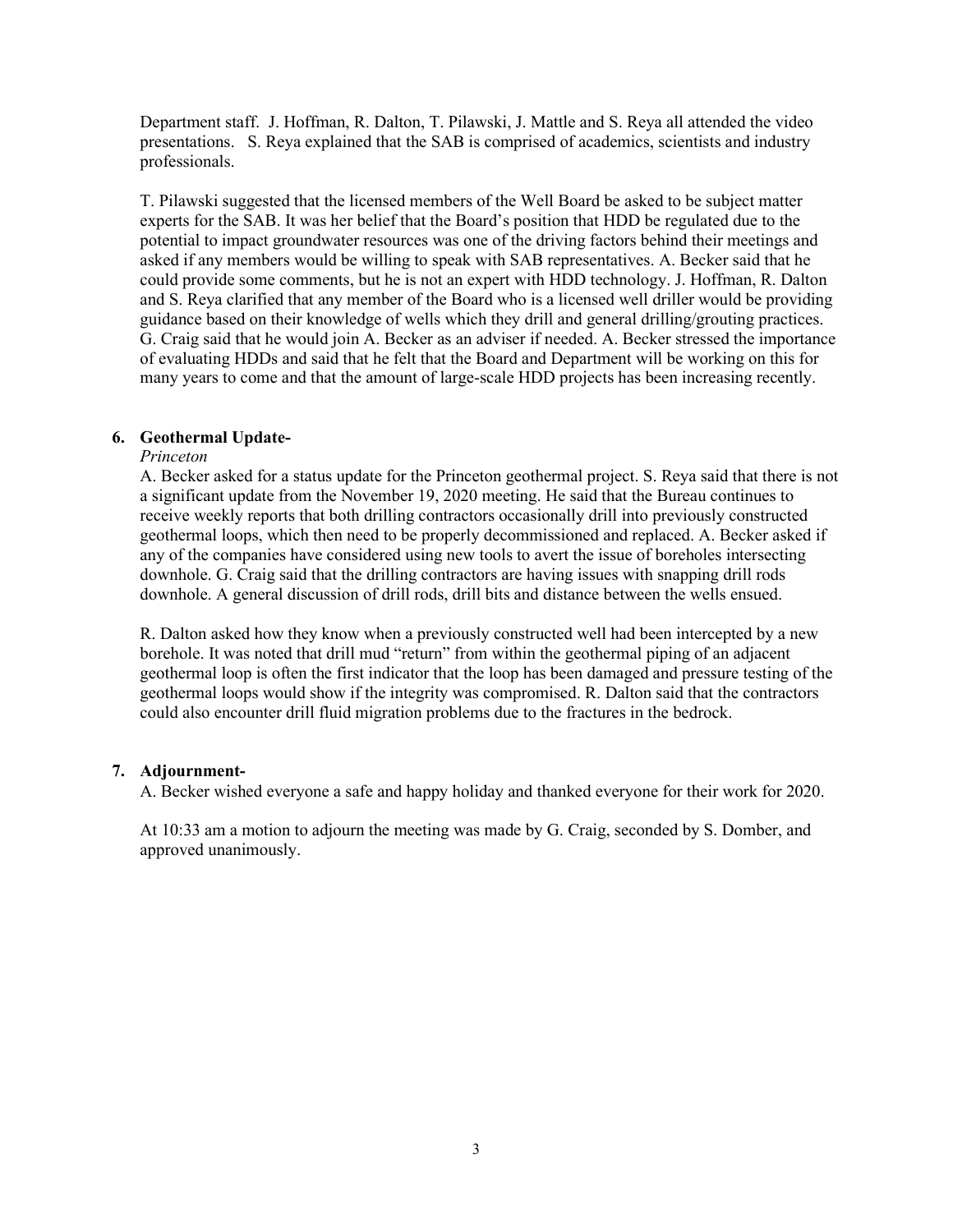Department staff. J. Hoffman, R. Dalton, T. Pilawski, J. Mattle and S. Reya all attended the video presentations. S. Reya explained that the SAB is comprised of academics, scientists and industry professionals.

T. Pilawski suggested that the licensed members of the Well Board be asked to be subject matter experts for the SAB. It was her belief that the Board's position that HDD be regulated due to the potential to impact groundwater resources was one of the driving factors behind their meetings and asked if any members would be willing to speak with SAB representatives. A. Becker said that he could provide some comments, but he is not an expert with HDD technology. J. Hoffman, R. Dalton and S. Reya clarified that any member of the Board who is a licensed well driller would be providing guidance based on their knowledge of wells which they drill and general drilling/grouting practices. G. Craig said that he would join A. Becker as an adviser if needed. A. Becker stressed the importance of evaluating HDDs and said that he felt that the Board and Department will be working on this for many years to come and that the amount of large-scale HDD projects has been increasing recently.

**6. Geothermal Update-**

*Princeton*

A. Becker asked for a status update for the Princeton geothermal project. S. Reya said that there is not a significant update from the November 19, 2020 meeting. He said that the Bureau continues to receive weekly reports that both drilling contractors occasionally drill into previously constructed geothermal loops, which then need to be properly decommissioned and replaced. A. Becker asked if any of the companies have considered using new tools to avert the issue of boreholes intersecting downhole. G. Craig said that the drilling contractors are having issues with snapping drill rods downhole. A general discussion of drill rods, drill bits and distance between the wells ensued.

R. Dalton asked how they know when a previously constructed well had been intercepted by a new borehole. It was noted that drill mud "return" from within the geothermal piping of an adjacent geothermal loop is often the first indicator that the loop has been damaged and pressure testing of the geothermal loops would show if the integrity was compromised. R. Dalton said that the contractors could also encounter drill fluid migration problems due to the fractures in the bedrock.

**7. Adjournment-**

A. Becker wished everyone a safe and happy holiday and thanked everyone for their work for 2020.

At 10:33 am a motion to adjourn the meeting was made by G. Craig, seconded by S. Domber, and approved unanimously.